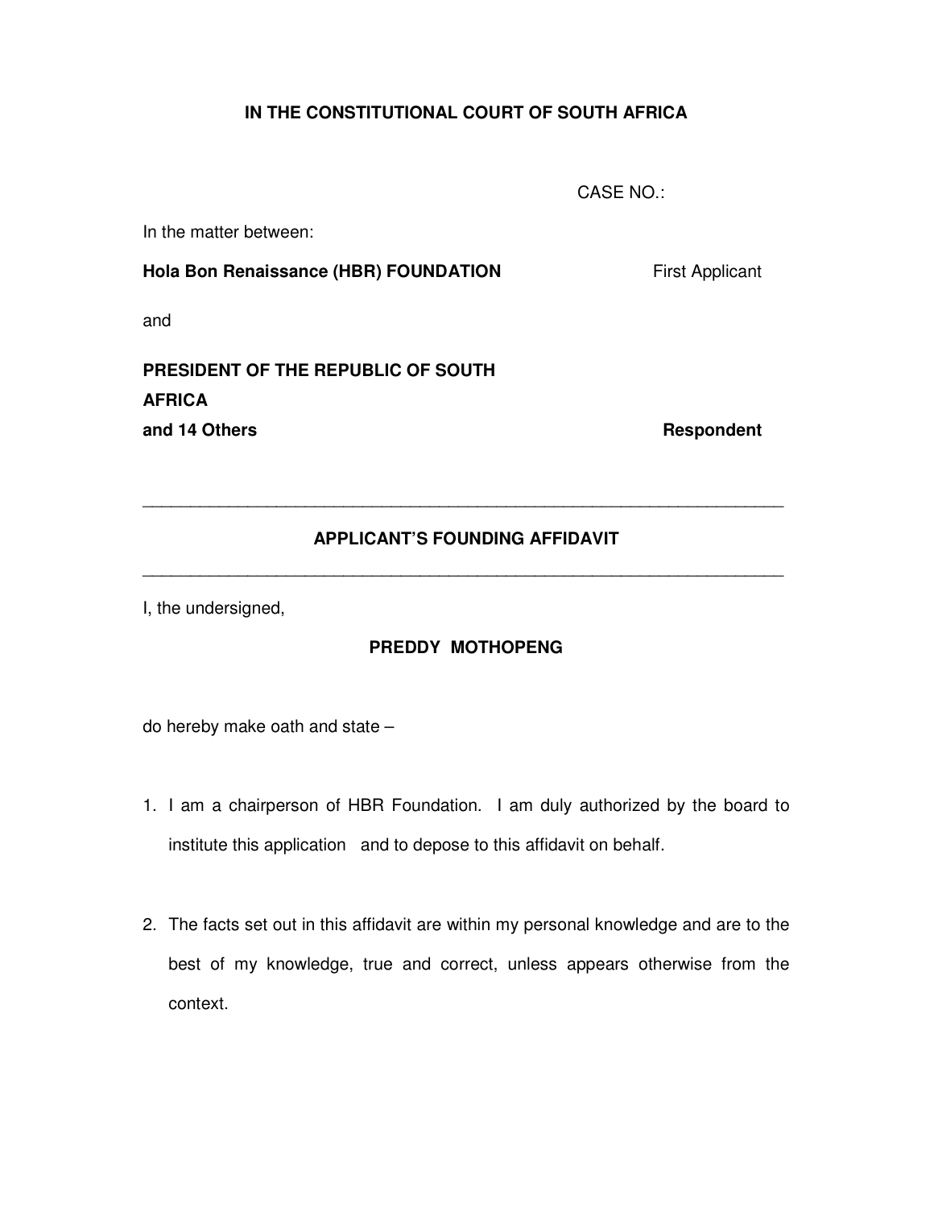**IN THE CONSTITUTIONAL COURT OF SOUTH AFRICA**

CASE NO.:

In the matter between:

**Hola Bon Renaissance (HBR) FOUNDATION** First Applicant

and

**PRESIDENT OF THE REPUBLIC OF SOUTH AFRICA**
**and 14 Others** **Respondent**

---

**APPLICANT'S FOUNDING AFFIDAVIT**

---

I, the undersigned,

**PREDDY MOTHOPENG**

do hereby make oath and state –

1. I am a chairperson of HBR Foundation. I am duly authorized by the board to institute this application and to depose to this affidavit on behalf.

2. The facts set out in this affidavit are within my personal knowledge and are to the best of my knowledge, true and correct, unless appears otherwise from the context.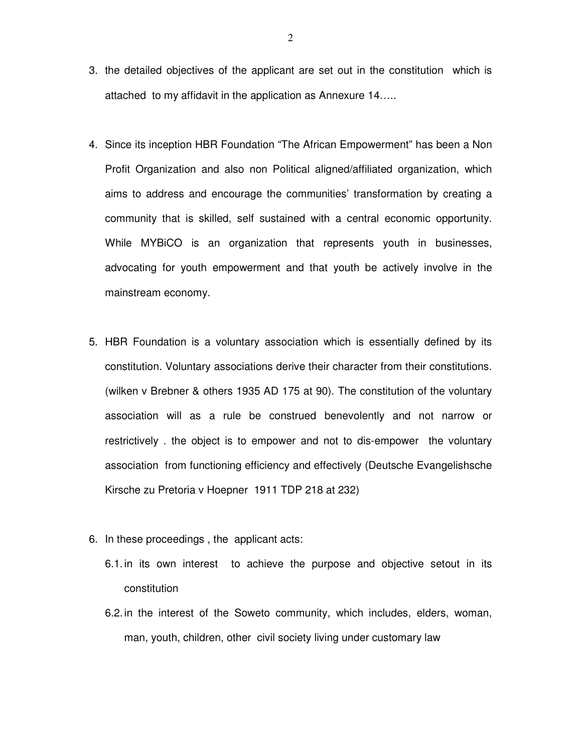3. the detailed objectives of the applicant are set out in the constitution which is attached to my affidavit in the application as Annexure 14…..

4. Since its inception HBR Foundation "The African Empowerment" has been a Non Profit Organization and also non Political aligned/affiliated organization, which aims to address and encourage the communities' transformation by creating a community that is skilled, self sustained with a central economic opportunity. While MYBiCO is an organization that represents youth in businesses, advocating for youth empowerment and that youth be actively involve in the mainstream economy.

5. HBR Foundation is a voluntary association which is essentially defined by its constitution. Voluntary associations derive their character from their constitutions. (wilken v Brebner & others 1935 AD 175 at 90). The constitution of the voluntary association will as a rule be construed benevolently and not narrow or restrictively . the object is to empower and not to dis-empower the voluntary association from functioning efficiency and effectively (Deutsche Evangelishsche Kirsche zu Pretoria v Hoepner 1911 TDP 218 at 232)

6. In these proceedings , the applicant acts:
   6.1. in its own interest to achieve the purpose and objective setout in its constitution
   6.2. in the interest of the Soweto community, which includes, elders, woman, man, youth, children, other civil society living under customary law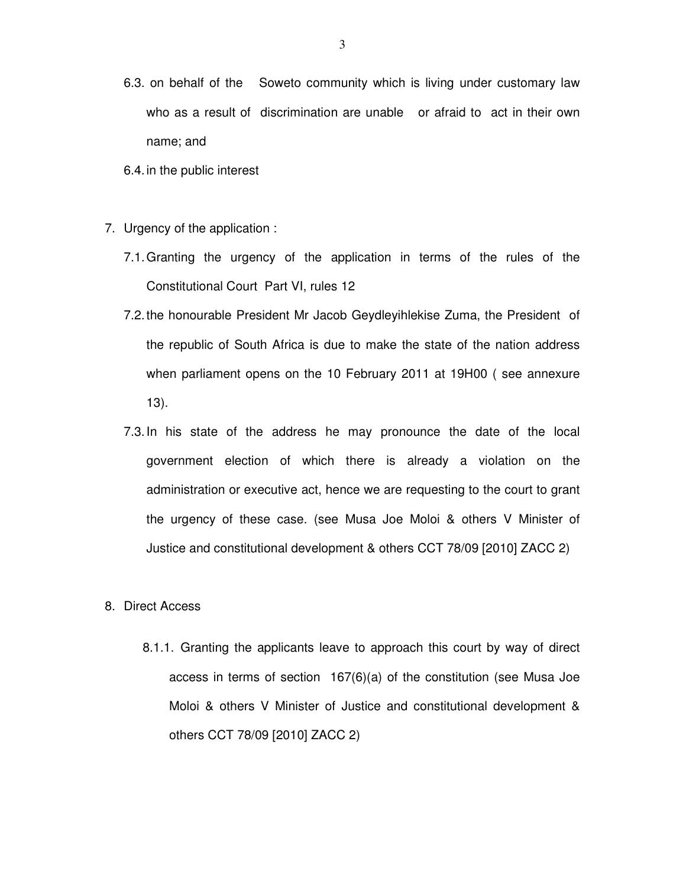6.3. on behalf of the Soweto community which is living under customary law who as a result of discrimination are unable or afraid to act in their own name; and

6.4. in the public interest

7. Urgency of the application :

   7.1. Granting the urgency of the application in terms of the rules of the Constitutional Court Part VI, rules 12

   7.2. the honourable President Mr Jacob Geydleyihlekise Zuma, the President of the republic of South Africa is due to make the state of the nation address when parliament opens on the 10 February 2011 at 19H00 ( see annexure 13).

   7.3. In his state of the address he may pronounce the date of the local government election of which there is already a violation on the administration or executive act, hence we are requesting to the court to grant the urgency of these case. (see Musa Joe Moloi & others V Minister of Justice and constitutional development & others CCT 78/09 [2010] ZACC 2)

8. Direct Access

   8.1.1. Granting the applicants leave to approach this court by way of direct access in terms of section 167(6)(a) of the constitution (see Musa Joe Moloi & others V Minister of Justice and constitutional development & others CCT 78/09 [2010] ZACC 2)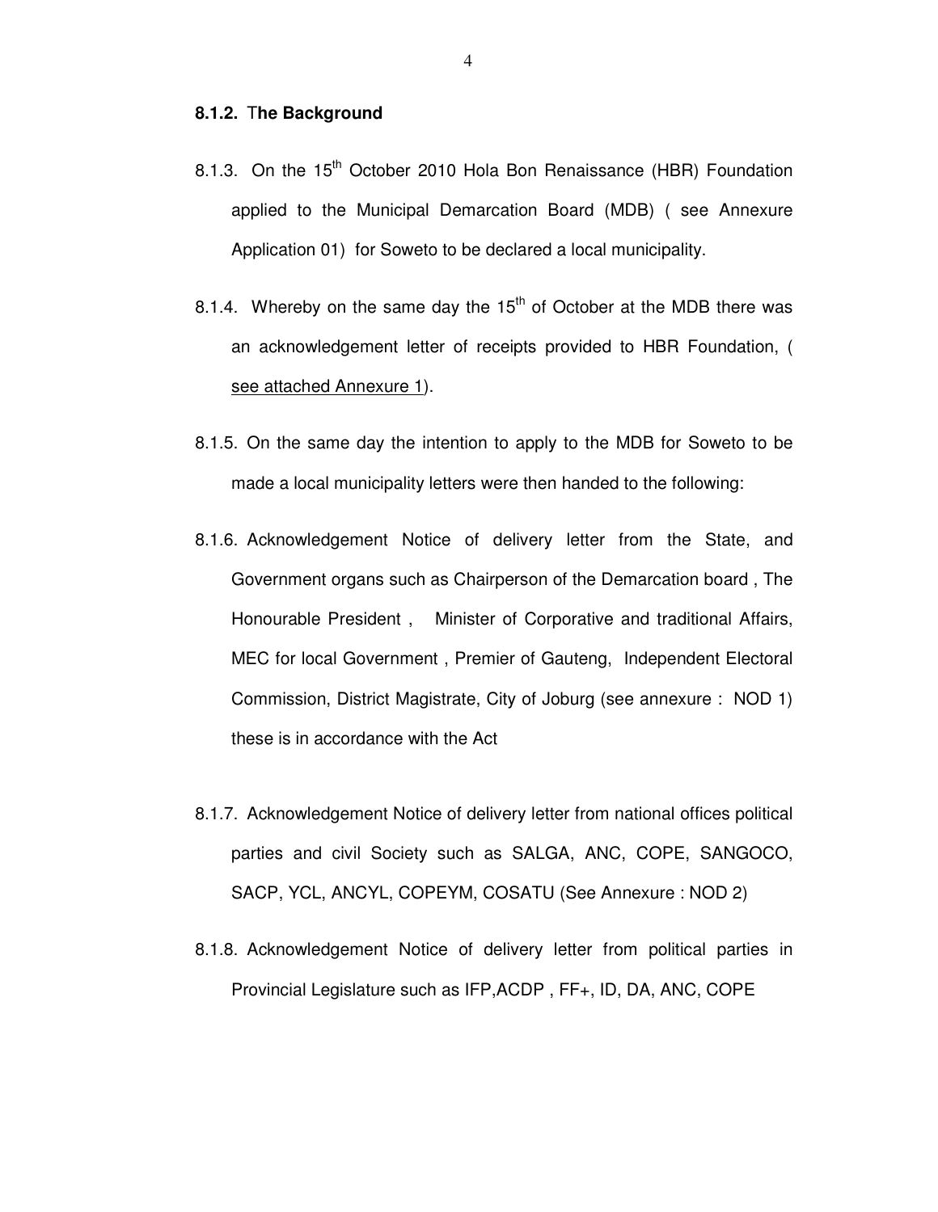**8.1.2. The Background**

8.1.3. On the 15th October 2010 Hola Bon Renaissance (HBR) Foundation applied to the Municipal Demarcation Board (MDB) ( see Annexure Application 01) for Soweto to be declared a local municipality.

8.1.4. Whereby on the same day the 15th of October at the MDB there was an acknowledgement letter of receipts provided to HBR Foundation, ( see attached Annexure 1).

8.1.5. On the same day the intention to apply to the MDB for Soweto to be made a local municipality letters were then handed to the following:

8.1.6. Acknowledgement Notice of delivery letter from the State, and Government organs such as Chairperson of the Demarcation board , The Honourable President , Minister of Corporative and traditional Affairs, MEC for local Government , Premier of Gauteng, Independent Electoral Commission, District Magistrate, City of Joburg (see annexure : NOD 1) these is in accordance with the Act

8.1.7. Acknowledgement Notice of delivery letter from national offices political parties and civil Society such as SALGA, ANC, COPE, SANGOCO, SACP, YCL, ANCYL, COPEYM, COSATU (See Annexure : NOD 2)

8.1.8. Acknowledgement Notice of delivery letter from political parties in Provincial Legislature such as IFP,ACDP , FF+, ID, DA, ANC, COPE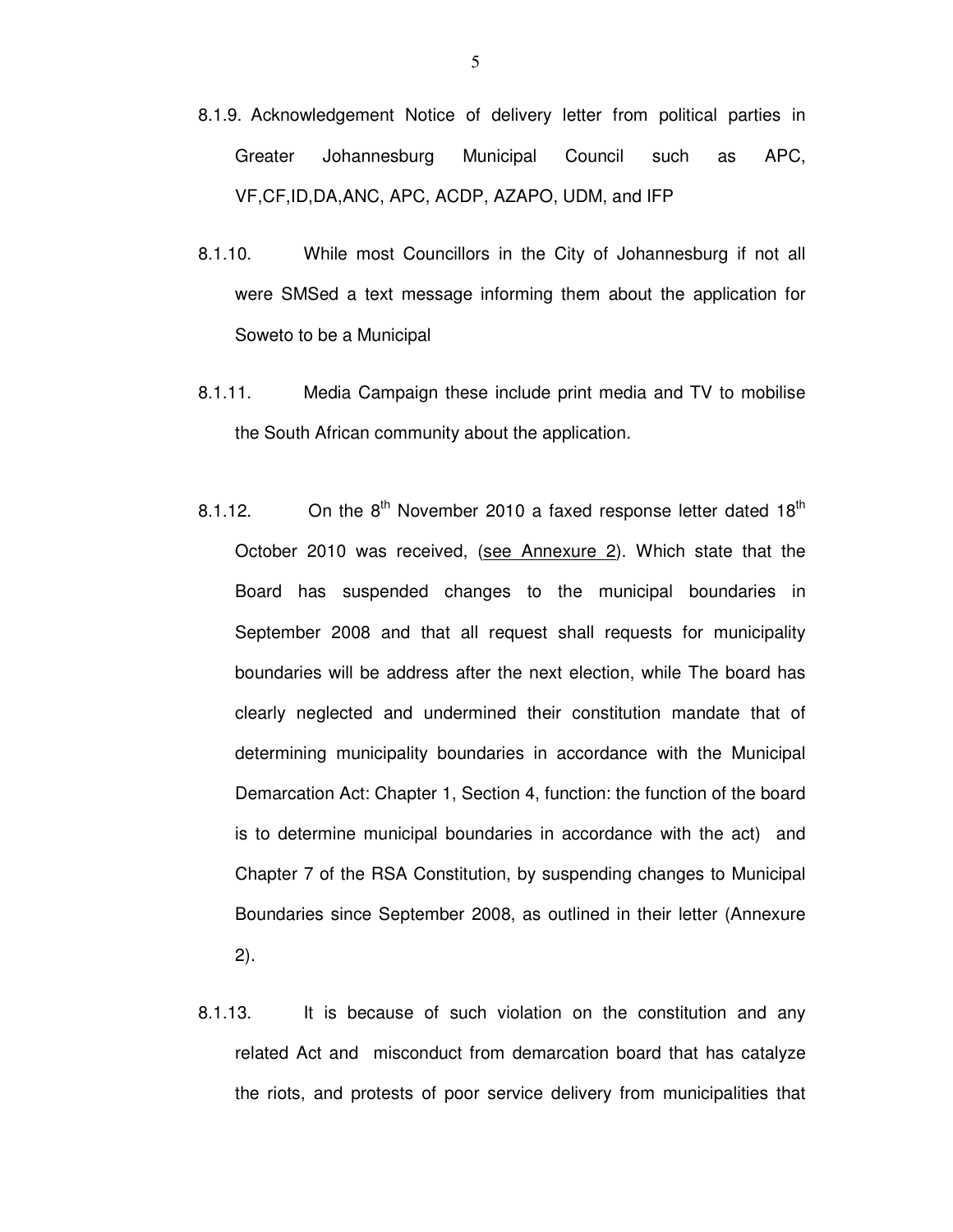8.1.9. Acknowledgement Notice of delivery letter from political parties in Greater Johannesburg Municipal Council such as APC, VF,CF,ID,DA,ANC, APC, ACDP, AZAPO, UDM, and IFP

8.1.10. While most Councillors in the City of Johannesburg if not all were SMSed a text message informing them about the application for Soweto to be a Municipal

8.1.11. Media Campaign these include print media and TV to mobilise the South African community about the application.

8.1.12. On the 8th November 2010 a faxed response letter dated 18th October 2010 was received, (see Annexure 2). Which state that the Board has suspended changes to the municipal boundaries in September 2008 and that all request shall requests for municipality boundaries will be address after the next election, while The board has clearly neglected and undermined their constitution mandate that of determining municipality boundaries in accordance with the Municipal Demarcation Act: Chapter 1, Section 4, function: the function of the board is to determine municipal boundaries in accordance with the act) and Chapter 7 of the RSA Constitution, by suspending changes to Municipal Boundaries since September 2008, as outlined in their letter (Annexure 2).

8.1.13. It is because of such violation on the constitution and any related Act and misconduct from demarcation board that has catalyze the riots, and protests of poor service delivery from municipalities that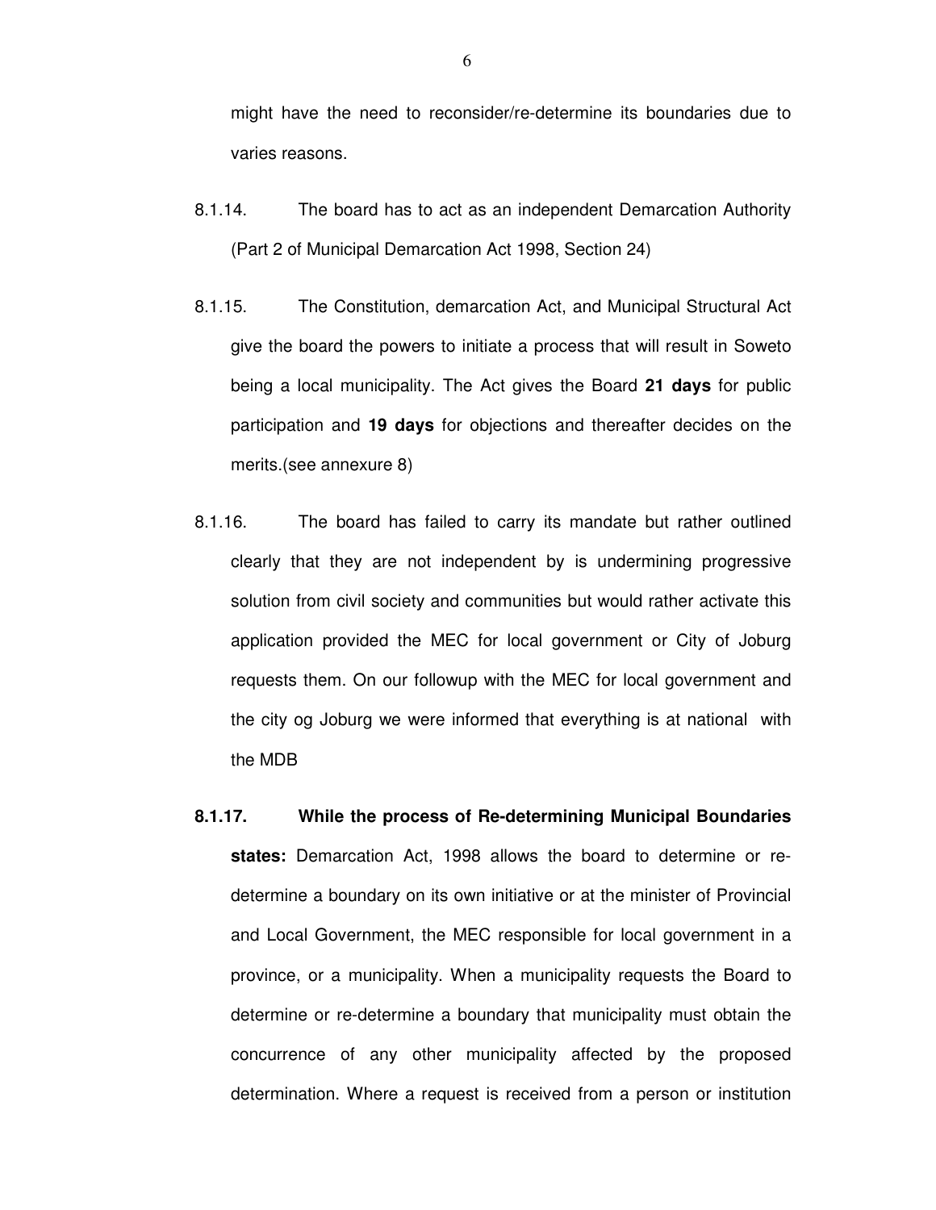might have the need to reconsider/re-determine its boundaries due to varies reasons.

8.1.14. The board has to act as an independent Demarcation Authority (Part 2 of Municipal Demarcation Act 1998, Section 24)

8.1.15. The Constitution, demarcation Act, and Municipal Structural Act give the board the powers to initiate a process that will result in Soweto being a local municipality. The Act gives the Board **21 days** for public participation and **19 days** for objections and thereafter decides on the merits.(see annexure 8)

8.1.16. The board has failed to carry its mandate but rather outlined clearly that they are not independent by is undermining progressive solution from civil society and communities but would rather activate this application provided the MEC for local government or City of Joburg requests them. On our followup with the MEC for local government and the city og Joburg we were informed that everything is at national with the MDB

**8.1.17. While the process of Re-determining Municipal Boundaries states:** Demarcation Act, 1998 allows the board to determine or re-determine a boundary on its own initiative or at the minister of Provincial and Local Government, the MEC responsible for local government in a province, or a municipality. When a municipality requests the Board to determine or re-determine a boundary that municipality must obtain the concurrence of any other municipality affected by the proposed determination. Where a request is received from a person or institution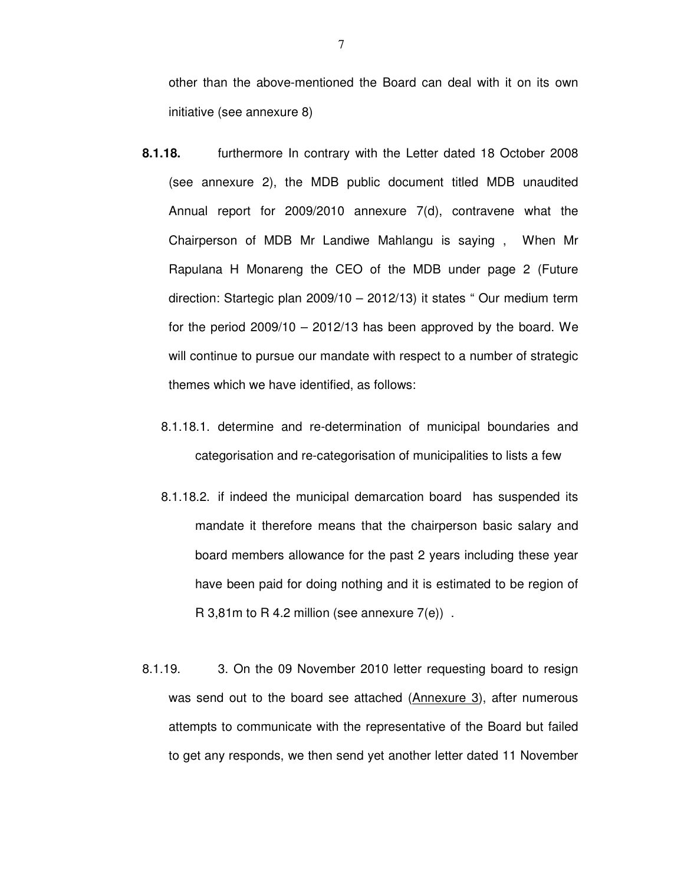other than the above-mentioned the Board can deal with it on its own initiative (see annexure 8)

**8.1.18.** furthermore In contrary with the Letter dated 18 October 2008 (see annexure 2), the MDB public document titled MDB unaudited Annual report for 2009/2010 annexure 7(d), contravene what the Chairperson of MDB Mr Landiwe Mahlangu is saying , When Mr Rapulana H Monareng the CEO of the MDB under page 2 (Future direction: Startegic plan 2009/10 – 2012/13) it states " Our medium term for the period 2009/10 – 2012/13 has been approved by the board. We will continue to pursue our mandate with respect to a number of strategic themes which we have identified, as follows:

8.1.18.1. determine and re-determination of municipal boundaries and categorisation and re-categorisation of municipalities to lists a few

8.1.18.2. if indeed the municipal demarcation board has suspended its mandate it therefore means that the chairperson basic salary and board members allowance for the past 2 years including these year have been paid for doing nothing and it is estimated to be region of R 3,81m to R 4.2 million (see annexure 7(e)) .

8.1.19. 3. On the 09 November 2010 letter requesting board to resign was send out to the board see attached (Annexure 3), after numerous attempts to communicate with the representative of the Board but failed to get any responds, we then send yet another letter dated 11 November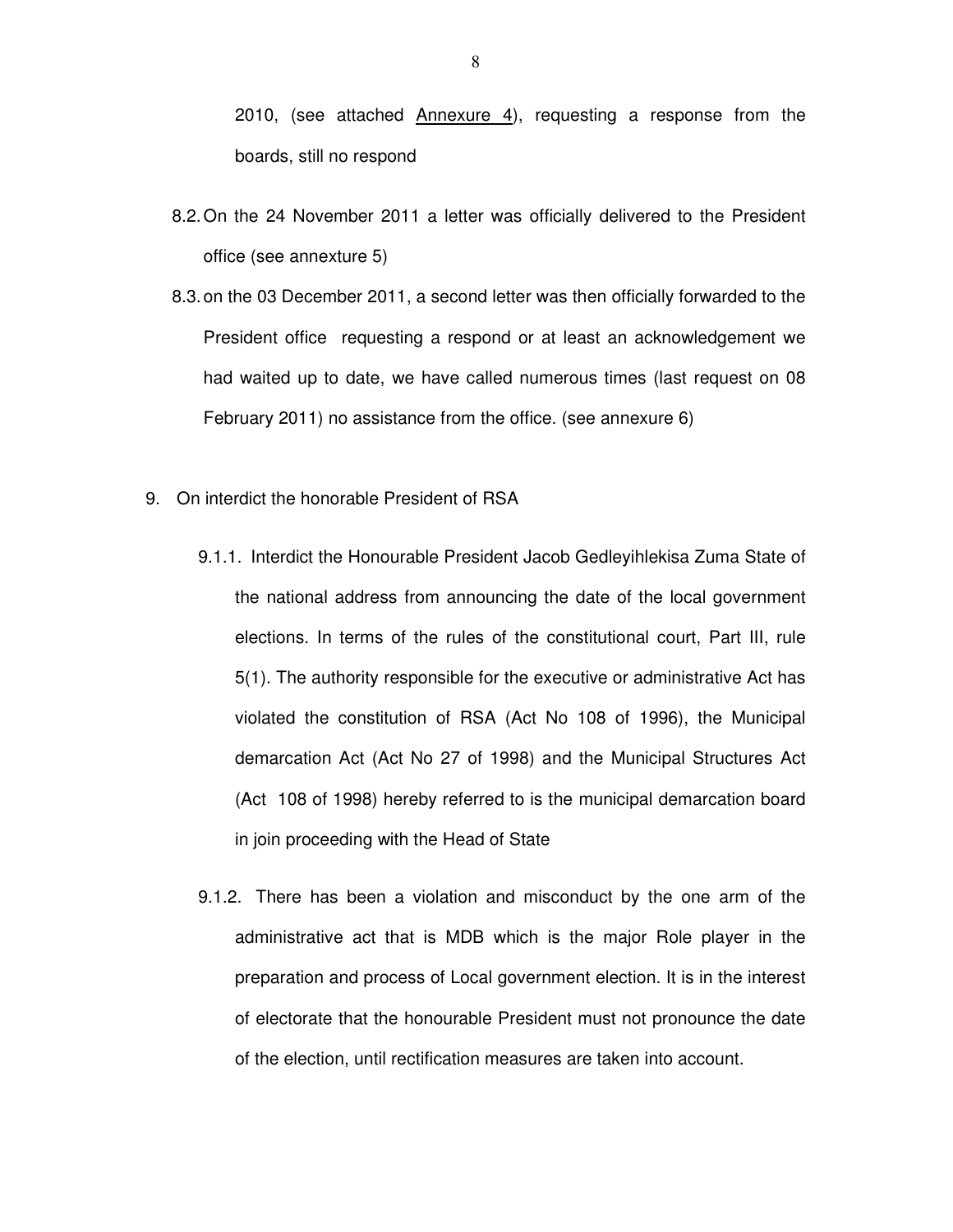2010, (see attached Annexure 4), requesting a response from the boards, still no respond

8.2. On the 24 November 2011 a letter was officially delivered to the President office (see annexture 5)

8.3. on the 03 December 2011, a second letter was then officially forwarded to the President office requesting a respond or at least an acknowledgement we had waited up to date, we have called numerous times (last request on 08 February 2011) no assistance from the office. (see annexure 6)

9. On interdict the honorable President of RSA

9.1.1. Interdict the Honourable President Jacob Gedleyihlekisa Zuma State of the national address from announcing the date of the local government elections. In terms of the rules of the constitutional court, Part III, rule 5(1). The authority responsible for the executive or administrative Act has violated the constitution of RSA (Act No 108 of 1996), the Municipal demarcation Act (Act No 27 of 1998) and the Municipal Structures Act (Act 108 of 1998) hereby referred to is the municipal demarcation board in join proceeding with the Head of State

9.1.2. There has been a violation and misconduct by the one arm of the administrative act that is MDB which is the major Role player in the preparation and process of Local government election. It is in the interest of electorate that the honourable President must not pronounce the date of the election, until rectification measures are taken into account.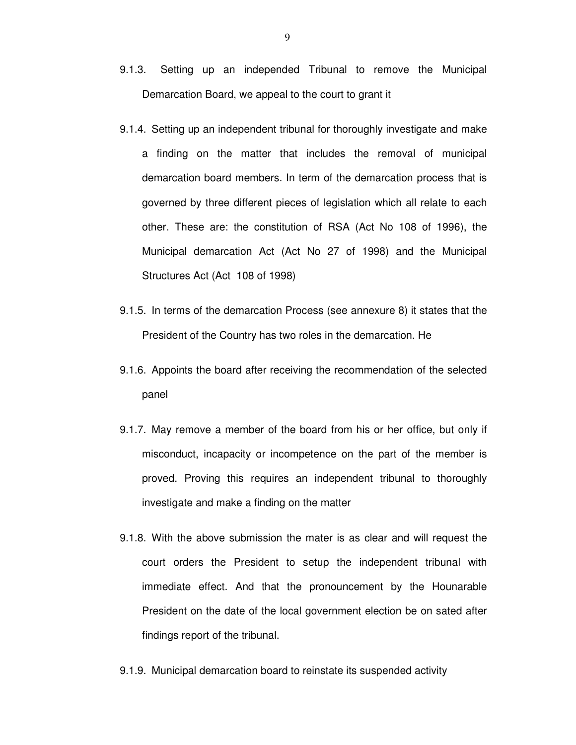9.1.3. Setting up an independed Tribunal to remove the Municipal Demarcation Board, we appeal to the court to grant it

9.1.4. Setting up an independent tribunal for thoroughly investigate and make a finding on the matter that includes the removal of municipal demarcation board members. In term of the demarcation process that is governed by three different pieces of legislation which all relate to each other. These are: the constitution of RSA (Act No 108 of 1996), the Municipal demarcation Act (Act No 27 of 1998) and the Municipal Structures Act (Act 108 of 1998)

9.1.5. In terms of the demarcation Process (see annexure 8) it states that the President of the Country has two roles in the demarcation. He

9.1.6. Appoints the board after receiving the recommendation of the selected panel

9.1.7. May remove a member of the board from his or her office, but only if misconduct, incapacity or incompetence on the part of the member is proved. Proving this requires an independent tribunal to thoroughly investigate and make a finding on the matter

9.1.8. With the above submission the mater is as clear and will request the court orders the President to setup the independent tribunal with immediate effect. And that the pronouncement by the Hounarable President on the date of the local government election be on sated after findings report of the tribunal.

9.1.9. Municipal demarcation board to reinstate its suspended activity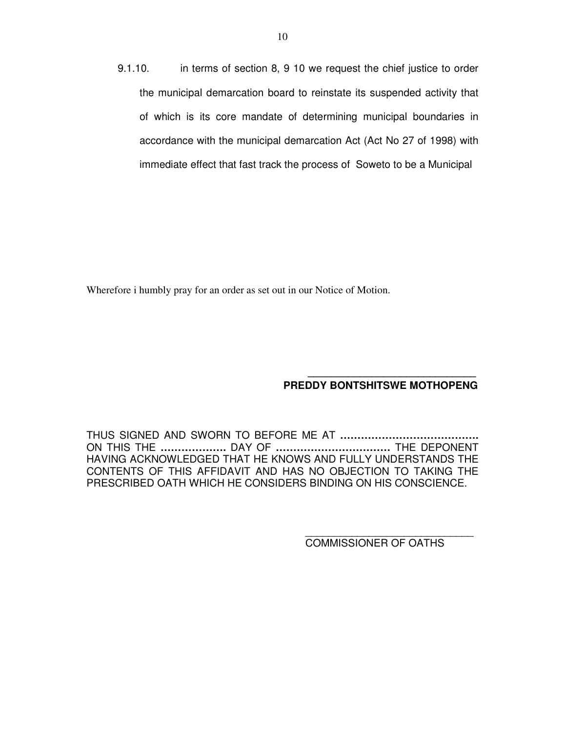9.1.10. in terms of section 8, 9 10 we request the chief justice to order the municipal demarcation board to reinstate its suspended activity that of which is its core mandate of determining municipal boundaries in accordance with the municipal demarcation Act (Act No 27 of 1998) with immediate effect that fast track the process of Soweto to be a Municipal

Wherefore i humbly pray for an order as set out in our Notice of Motion.

______________________________
**PREDDY BONTSHITSWE MOTHOPENG**

THUS SIGNED AND SWORN TO BEFORE ME AT **........................................** ON THIS THE **...................** DAY OF **.................................** THE DEPONENT HAVING ACKNOWLEDGED THAT HE KNOWS AND FULLY UNDERSTANDS THE CONTENTS OF THIS AFFIDAVIT AND HAS NO OBJECTION TO TAKING THE PRESCRIBED OATH WHICH HE CONSIDERS BINDING ON HIS CONSCIENCE.

______________________________
COMMISSIONER OF OATHS